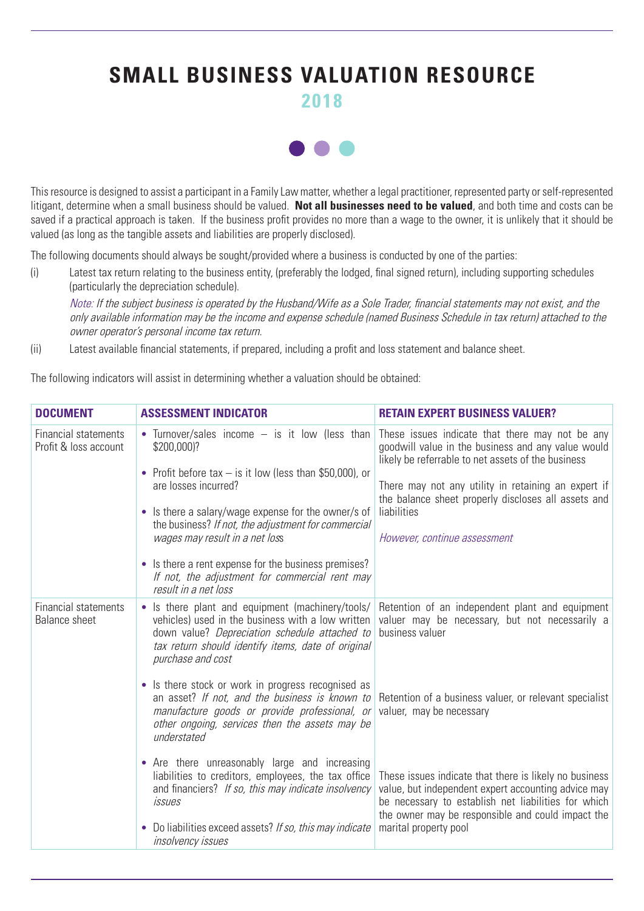# SMALL BUSINESS VALUATION RESOURCE

## 2018

This resource is designed to assist a participant in a Family Law matter, whether a legal practitioner, represented party or self-represented litigant, determine when a small business should be valued. **Not all businesses need to be valued**, and both time and costs can be saved if a practical approach is taken. If the business profit provides no more than a wage to the owner, it is unlikely that it should be valued (as long as the tangible assets and liabilities are properly disclosed).

The following documents should always be sought/provided where a business is conducted by one of the parties:

(i) Latest tax return relating to the business entity, (preferably the lodged, final signed return), including supporting schedules (particularly the depreciation schedule).

*Note: If the subject business is operated by the Husband/Wife as a Sole Trader, financial statements may not exist, and the only available information may be the income and expense schedule (named Business Schedule in tax return) attached to the owner operator's personal income tax return.*

(ii) Latest available financial statements, if prepared, including a profit and loss statement and balance sheet.

The following indicators will assist in determining whether a valuation should be obtained:

| DOCUMENT | ASSESSMENT INDICATOR | RETAIN EXPERT BUSINESS VALUER? |
|---|---|---|
| Financial statements Profit & loss account | • Turnover/sales income – is it low (less than $200,000)?<br>• Profit before tax – is it low (less than $50,000), or are losses incurred?<br>• Is there a salary/wage expense for the owner/s of the business? *If not, the adjustment for commercial wages may result in a net loss*<br>• Is there a rent expense for the business premises? *If not, the adjustment for commercial rent may result in a net loss* | These issues indicate that there may not be any goodwill value in the business and any value would likely be referrable to net assets of the business<br><br>There may not any utility in retaining an expert if the balance sheet properly discloses all assets and liabilities<br><br>*However, continue assessment* |
| Financial statements Balance sheet | • Is there plant and equipment (machinery/tools/vehicles) used in the business with a low written down value? *Depreciation schedule attached to tax return should identify items, date of original purchase and cost* | Retention of an independent plant and equipment valuer may be necessary, but not necessarily a business valuer |
| | • Is there stock or work in progress recognised as an asset? *If not, and the business is known to manufacture goods or provide professional, or other ongoing, services then the assets may be understated* | Retention of a business valuer, or relevant specialist valuer, may be necessary |
| | • Are there unreasonably large and increasing liabilities to creditors, employees, the tax office and financiers? *If so, this may indicate insolvency issues*<br>• Do liabilities exceed assets? *If so, this may indicate insolvency issues* | These issues indicate that there is likely no business value, but independent expert accounting advice may be necessary to establish net liabilities for which the owner may be responsible and could impact the marital property pool |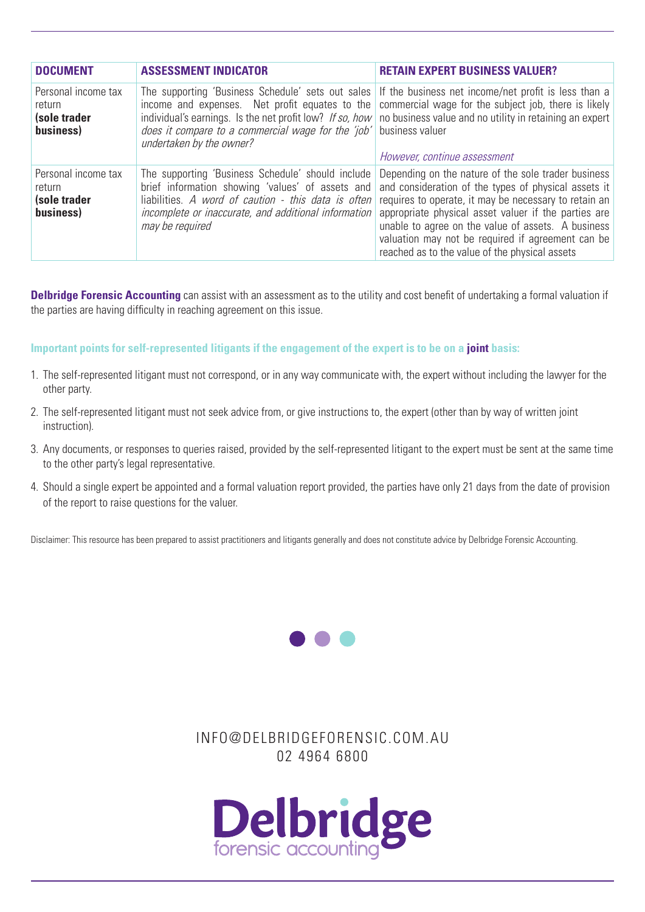| DOCUMENT | ASSESSMENT INDICATOR | RETAIN EXPERT BUSINESS VALUER? |
|---|---|---|
| Personal income tax return **(sole trader business)** | The supporting 'Business Schedule' sets out sales income and expenses. Net profit equates to the individual's earnings. Is the net profit low? *If so, how does it compare to a commercial wage for the 'job' undertaken by the owner?* | If the business net income/net profit is less than a commercial wage for the subject job, there is likely no business value and no utility in retaining an expert business valuer<br><br>*However, continue assessment* |
| Personal income tax return **(sole trader business)** | The supporting 'Business Schedule' should include brief information showing 'values' of assets and liabilities. *A word of caution - this data is often incomplete or inaccurate, and additional information may be required* | Depending on the nature of the sole trader business and consideration of the types of physical assets it requires to operate, it may be necessary to retain an appropriate physical asset valuer if the parties are unable to agree on the value of assets. A business valuation may not be required if agreement can be reached as to the value of the physical assets |

**Delbridge Forensic Accounting** can assist with an assessment as to the utility and cost benefit of undertaking a formal valuation if the parties are having difficulty in reaching agreement on this issue.

**Important points for self-represented litigants if the engagement of the expert is to be on a joint basis:**

1. The self-represented litigant must not correspond, or in any way communicate with, the expert without including the lawyer for the other party.
2. The self-represented litigant must not seek advice from, or give instructions to, the expert (other than by way of written joint instruction).
3. Any documents, or responses to queries raised, provided by the self-represented litigant to the expert must be sent at the same time to the other party's legal representative.
4. Should a single expert be appointed and a formal valuation report provided, the parties have only 21 days from the date of provision of the report to raise questions for the valuer.

Disclaimer: This resource has been prepared to assist practitioners and litigants generally and does not constitute advice by Delbridge Forensic Accounting.

INFO@DELBRIDGEFORENSIC.COM.AU
02 4964 6800

Delbridge
forensic accounting